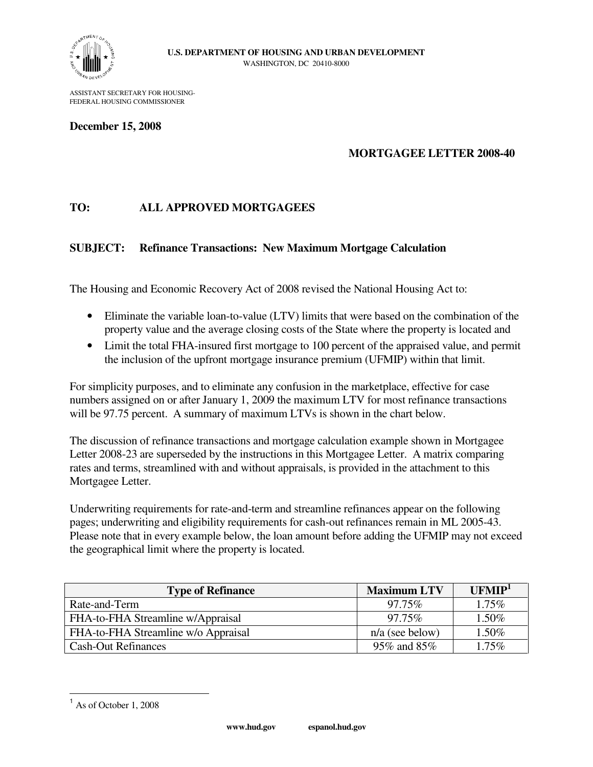**U.S. DEPARTMENT OF HOUSING AND URBAN DEVELOPMENT**
WASHINGTON, DC 20410-8000

ASSISTANT SECRETARY FOR HOUSING-
FEDERAL HOUSING COMMISSIONER

**December 15, 2008**

**MORTGAGEE LETTER 2008-40**

**TO: ALL APPROVED MORTGAGEES**

**SUBJECT: Refinance Transactions: New Maximum Mortgage Calculation**

The Housing and Economic Recovery Act of 2008 revised the National Housing Act to:

- Eliminate the variable loan-to-value (LTV) limits that were based on the combination of the property value and the average closing costs of the State where the property is located and
- Limit the total FHA-insured first mortgage to 100 percent of the appraised value, and permit the inclusion of the upfront mortgage insurance premium (UFMIP) within that limit.

For simplicity purposes, and to eliminate any confusion in the marketplace, effective for case numbers assigned on or after January 1, 2009 the maximum LTV for most refinance transactions will be 97.75 percent. A summary of maximum LTVs is shown in the chart below.

The discussion of refinance transactions and mortgage calculation example shown in Mortgagee Letter 2008-23 are superseded by the instructions in this Mortgagee Letter. A matrix comparing rates and terms, streamlined with and without appraisals, is provided in the attachment to this Mortgagee Letter.

Underwriting requirements for rate-and-term and streamline refinances appear on the following pages; underwriting and eligibility requirements for cash-out refinances remain in ML 2005-43. Please note that in every example below, the loan amount before adding the UFMIP may not exceed the geographical limit where the property is located.

| Type of Refinance | Maximum LTV | UFMIP[1] |
|---|---|---|
| Rate-and-Term | 97.75% | 1.75% |
| FHA-to-FHA Streamline w/Appraisal | 97.75% | 1.50% |
| FHA-to-FHA Streamline w/o Appraisal | n/a (see below) | 1.50% |
| Cash-Out Refinances | 95% and 85% | 1.75% |

[1] As of October 1, 2008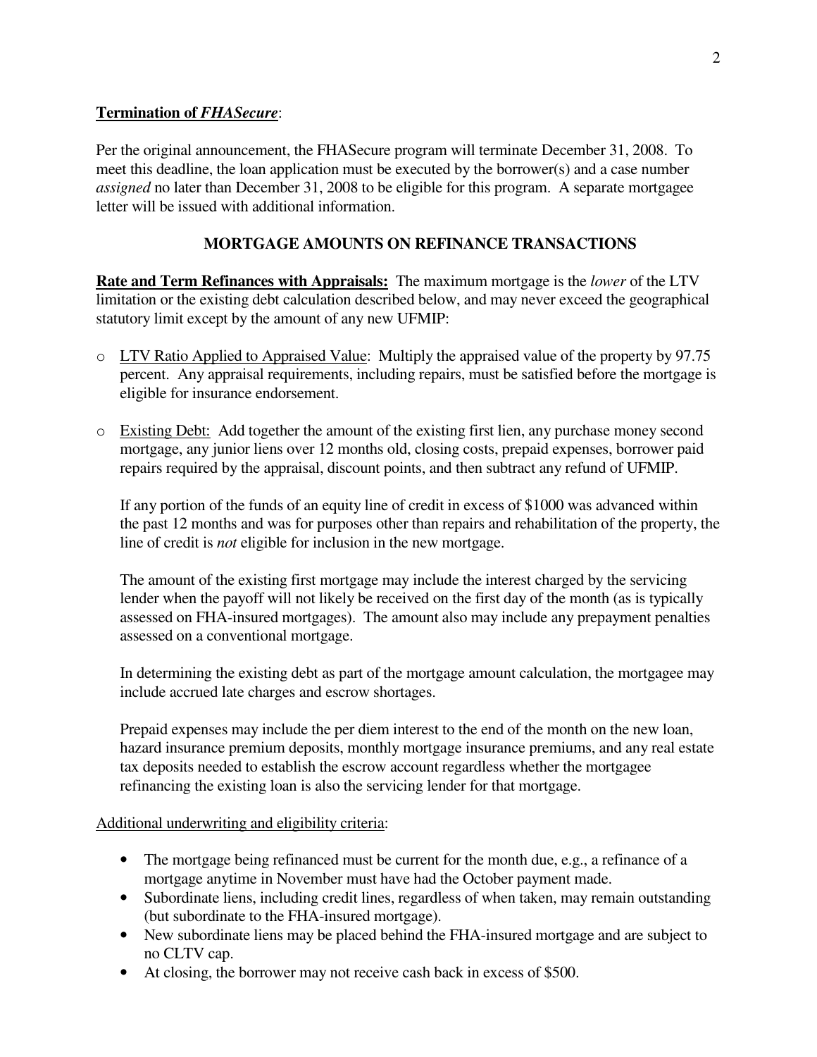**Termination of *FHASecure***:

Per the original announcement, the FHASecure program will terminate December 31, 2008. To meet this deadline, the loan application must be executed by the borrower(s) and a case number *assigned* no later than December 31, 2008 to be eligible for this program. A separate mortgagee letter will be issued with additional information.

## MORTGAGE AMOUNTS ON REFINANCE TRANSACTIONS

**Rate and Term Refinances with Appraisals:** The maximum mortgage is the *lower* of the LTV limitation or the existing debt calculation described below, and may never exceed the geographical statutory limit except by the amount of any new UFMIP:

- LTV Ratio Applied to Appraised Value: Multiply the appraised value of the property by 97.75 percent. Any appraisal requirements, including repairs, must be satisfied before the mortgage is eligible for insurance endorsement.

- Existing Debt: Add together the amount of the existing first lien, any purchase money second mortgage, any junior liens over 12 months old, closing costs, prepaid expenses, borrower paid repairs required by the appraisal, discount points, and then subtract any refund of UFMIP.

  If any portion of the funds of an equity line of credit in excess of $1000 was advanced within the past 12 months and was for purposes other than repairs and rehabilitation of the property, the line of credit is *not* eligible for inclusion in the new mortgage.

  The amount of the existing first mortgage may include the interest charged by the servicing lender when the payoff will not likely be received on the first day of the month (as is typically assessed on FHA-insured mortgages). The amount also may include any prepayment penalties assessed on a conventional mortgage.

  In determining the existing debt as part of the mortgage amount calculation, the mortgagee may include accrued late charges and escrow shortages.

  Prepaid expenses may include the per diem interest to the end of the month on the new loan, hazard insurance premium deposits, monthly mortgage insurance premiums, and any real estate tax deposits needed to establish the escrow account regardless whether the mortgagee refinancing the existing loan is also the servicing lender for that mortgage.

Additional underwriting and eligibility criteria:

- The mortgage being refinanced must be current for the month due, e.g., a refinance of a mortgage anytime in November must have had the October payment made.
- Subordinate liens, including credit lines, regardless of when taken, may remain outstanding (but subordinate to the FHA-insured mortgage).
- New subordinate liens may be placed behind the FHA-insured mortgage and are subject to no CLTV cap.
- At closing, the borrower may not receive cash back in excess of $500.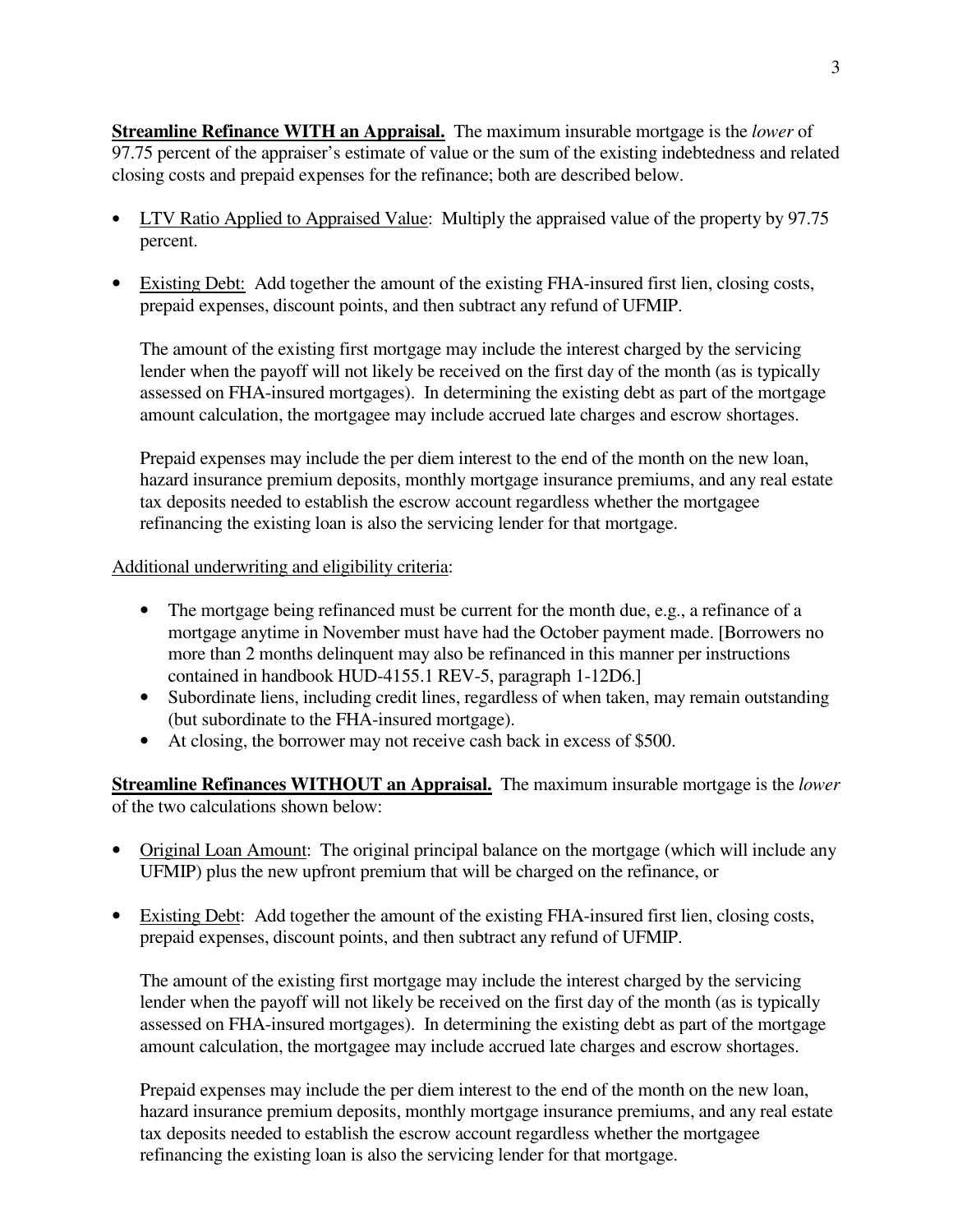**Streamline Refinance WITH an Appraisal.** The maximum insurable mortgage is the *lower* of 97.75 percent of the appraiser's estimate of value or the sum of the existing indebtedness and related closing costs and prepaid expenses for the refinance; both are described below.

- <u>LTV Ratio Applied to Appraised Value</u>: Multiply the appraised value of the property by 97.75 percent.

- <u>Existing Debt:</u> Add together the amount of the existing FHA-insured first lien, closing costs, prepaid expenses, discount points, and then subtract any refund of UFMIP.

  The amount of the existing first mortgage may include the interest charged by the servicing lender when the payoff will not likely be received on the first day of the month (as is typically assessed on FHA-insured mortgages). In determining the existing debt as part of the mortgage amount calculation, the mortgagee may include accrued late charges and escrow shortages.

  Prepaid expenses may include the per diem interest to the end of the month on the new loan, hazard insurance premium deposits, monthly mortgage insurance premiums, and any real estate tax deposits needed to establish the escrow account regardless whether the mortgagee refinancing the existing loan is also the servicing lender for that mortgage.

<u>Additional underwriting and eligibility criteria</u>:

- The mortgage being refinanced must be current for the month due, e.g., a refinance of a mortgage anytime in November must have had the October payment made. [Borrowers no more than 2 months delinquent may also be refinanced in this manner per instructions contained in handbook HUD-4155.1 REV-5, paragraph 1-12D6.]
- Subordinate liens, including credit lines, regardless of when taken, may remain outstanding (but subordinate to the FHA-insured mortgage).
- At closing, the borrower may not receive cash back in excess of $500.

**Streamline Refinances WITHOUT an Appraisal.** The maximum insurable mortgage is the *lower* of the two calculations shown below:

- <u>Original Loan Amount</u>: The original principal balance on the mortgage (which will include any UFMIP) plus the new upfront premium that will be charged on the refinance, or

- <u>Existing Debt</u>: Add together the amount of the existing FHA-insured first lien, closing costs, prepaid expenses, discount points, and then subtract any refund of UFMIP.

  The amount of the existing first mortgage may include the interest charged by the servicing lender when the payoff will not likely be received on the first day of the month (as is typically assessed on FHA-insured mortgages). In determining the existing debt as part of the mortgage amount calculation, the mortgagee may include accrued late charges and escrow shortages.

  Prepaid expenses may include the per diem interest to the end of the month on the new loan, hazard insurance premium deposits, monthly mortgage insurance premiums, and any real estate tax deposits needed to establish the escrow account regardless whether the mortgagee refinancing the existing loan is also the servicing lender for that mortgage.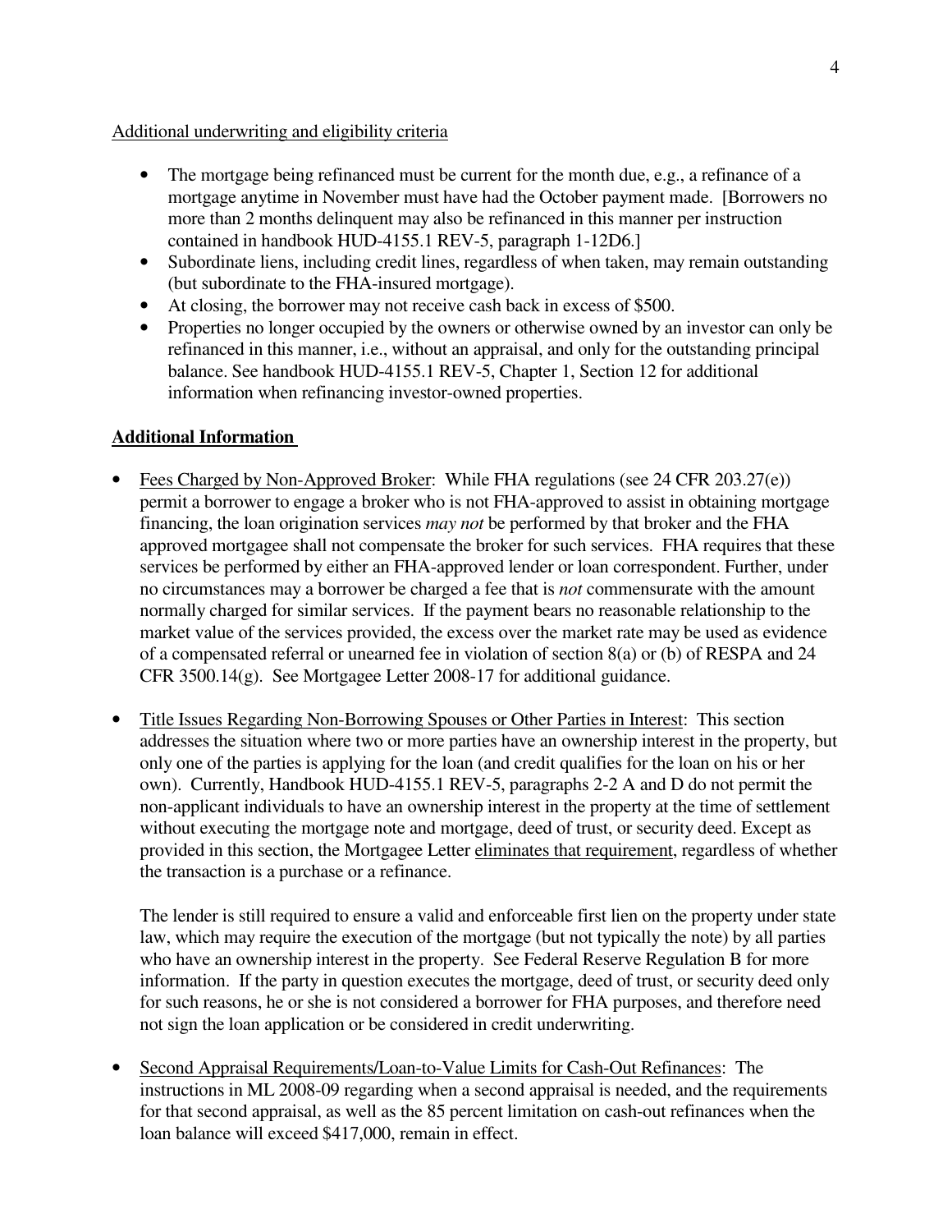<u>Additional underwriting and eligibility criteria</u>

- The mortgage being refinanced must be current for the month due, e.g., a refinance of a mortgage anytime in November must have had the October payment made. [Borrowers no more than 2 months delinquent may also be refinanced in this manner per instruction contained in handbook HUD-4155.1 REV-5, paragraph 1-12D6.]
- Subordinate liens, including credit lines, regardless of when taken, may remain outstanding (but subordinate to the FHA-insured mortgage).
- At closing, the borrower may not receive cash back in excess of $500.
- Properties no longer occupied by the owners or otherwise owned by an investor can only be refinanced in this manner, i.e., without an appraisal, and only for the outstanding principal balance. See handbook HUD-4155.1 REV-5, Chapter 1, Section 12 for additional information when refinancing investor-owned properties.

## **<u>Additional Information</u>**

- <u>Fees Charged by Non-Approved Broker</u>: While FHA regulations (see 24 CFR 203.27(e)) permit a borrower to engage a broker who is not FHA-approved to assist in obtaining mortgage financing, the loan origination services *may not* be performed by that broker and the FHA approved mortgagee shall not compensate the broker for such services. FHA requires that these services be performed by either an FHA-approved lender or loan correspondent. Further, under no circumstances may a borrower be charged a fee that is *not* commensurate with the amount normally charged for similar services. If the payment bears no reasonable relationship to the market value of the services provided, the excess over the market rate may be used as evidence of a compensated referral or unearned fee in violation of section 8(a) or (b) of RESPA and 24 CFR 3500.14(g). See Mortgagee Letter 2008-17 for additional guidance.

- <u>Title Issues Regarding Non-Borrowing Spouses or Other Parties in Interest</u>: This section addresses the situation where two or more parties have an ownership interest in the property, but only one of the parties is applying for the loan (and credit qualifies for the loan on his or her own). Currently, Handbook HUD-4155.1 REV-5, paragraphs 2-2 A and D do not permit the non-applicant individuals to have an ownership interest in the property at the time of settlement without executing the mortgage note and mortgage, deed of trust, or security deed. Except as provided in this section, the Mortgagee Letter <u>eliminates that requirement</u>, regardless of whether the transaction is a purchase or a refinance.

  The lender is still required to ensure a valid and enforceable first lien on the property under state law, which may require the execution of the mortgage (but not typically the note) by all parties who have an ownership interest in the property. See Federal Reserve Regulation B for more information. If the party in question executes the mortgage, deed of trust, or security deed only for such reasons, he or she is not considered a borrower for FHA purposes, and therefore need not sign the loan application or be considered in credit underwriting.

- <u>Second Appraisal Requirements/Loan-to-Value Limits for Cash-Out Refinances</u>: The instructions in ML 2008-09 regarding when a second appraisal is needed, and the requirements for that second appraisal, as well as the 85 percent limitation on cash-out refinances when the loan balance will exceed $417,000, remain in effect.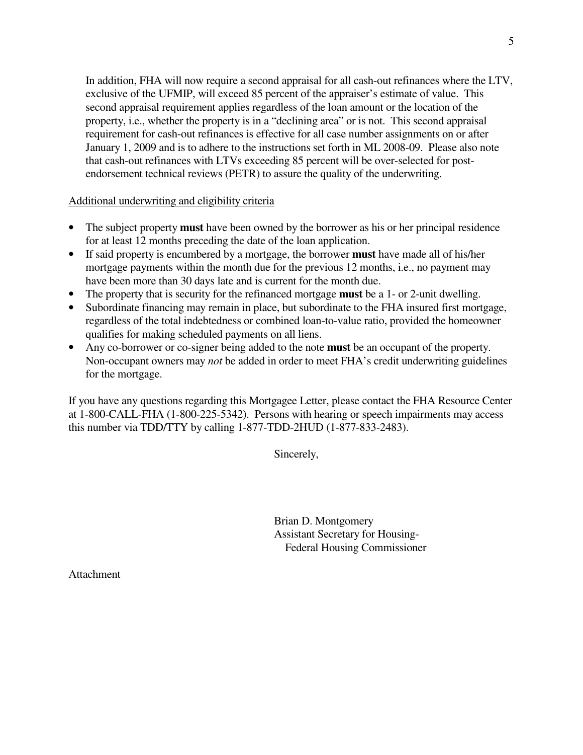In addition, FHA will now require a second appraisal for all cash-out refinances where the LTV, exclusive of the UFMIP, will exceed 85 percent of the appraiser's estimate of value. This second appraisal requirement applies regardless of the loan amount or the location of the property, i.e., whether the property is in a "declining area" or is not. This second appraisal requirement for cash-out refinances is effective for all case number assignments on or after January 1, 2009 and is to adhere to the instructions set forth in ML 2008-09. Please also note that cash-out refinances with LTVs exceeding 85 percent will be over-selected for post-endorsement technical reviews (PETR) to assure the quality of the underwriting.

<u>Additional underwriting and eligibility criteria</u>

- The subject property **must** have been owned by the borrower as his or her principal residence for at least 12 months preceding the date of the loan application.
- If said property is encumbered by a mortgage, the borrower **must** have made all of his/her mortgage payments within the month due for the previous 12 months, i.e., no payment may have been more than 30 days late and is current for the month due.
- The property that is security for the refinanced mortgage **must** be a 1- or 2-unit dwelling.
- Subordinate financing may remain in place, but subordinate to the FHA insured first mortgage, regardless of the total indebtedness or combined loan-to-value ratio, provided the homeowner qualifies for making scheduled payments on all liens.
- Any co-borrower or co-signer being added to the note **must** be an occupant of the property. Non-occupant owners may *not* be added in order to meet FHA's credit underwriting guidelines for the mortgage.

If you have any questions regarding this Mortgagee Letter, please contact the FHA Resource Center at 1-800-CALL-FHA (1-800-225-5342). Persons with hearing or speech impairments may access this number via TDD/TTY by calling 1-877-TDD-2HUD (1-877-833-2483).

Sincerely,

Brian D. Montgomery
Assistant Secretary for Housing-
Federal Housing Commissioner

Attachment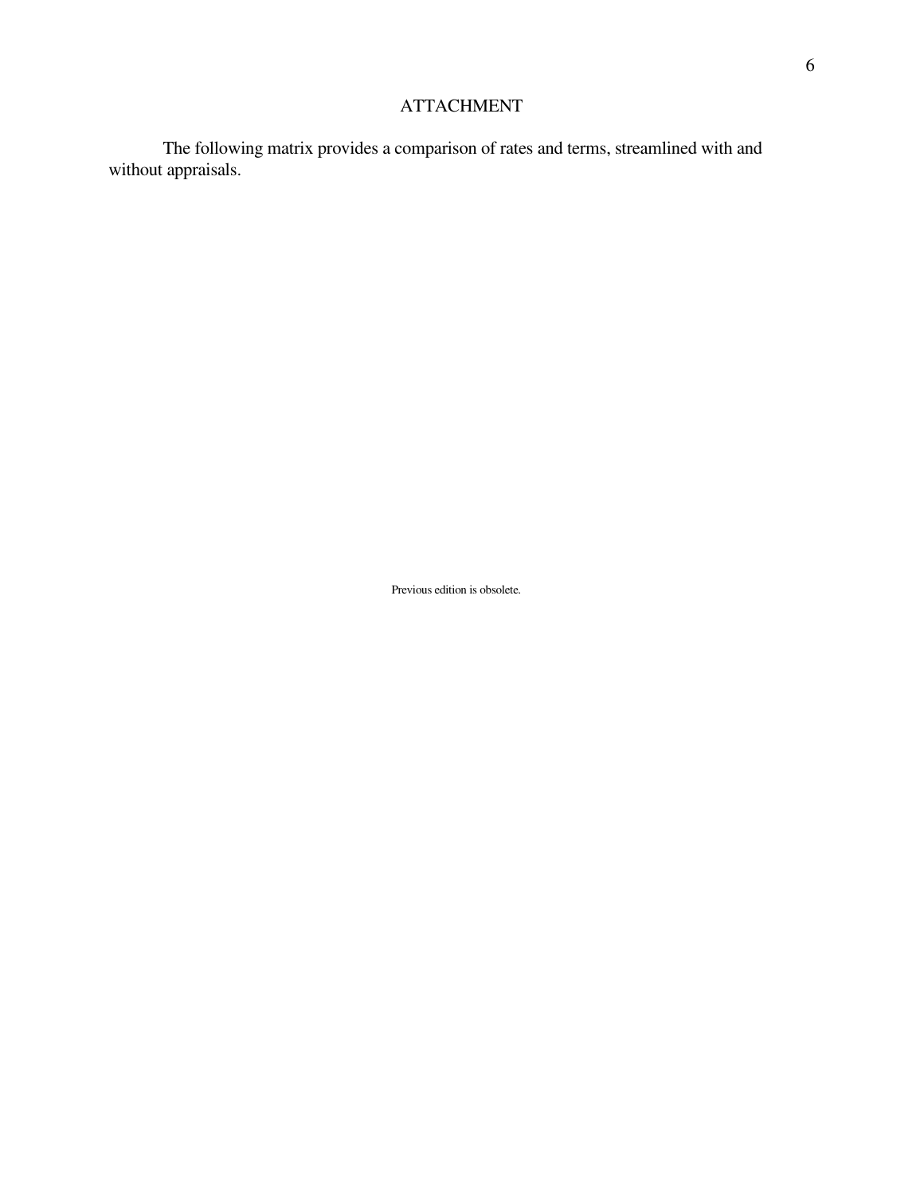# ATTACHMENT

The following matrix provides a comparison of rates and terms, streamlined with and without appraisals.

Previous edition is obsolete.